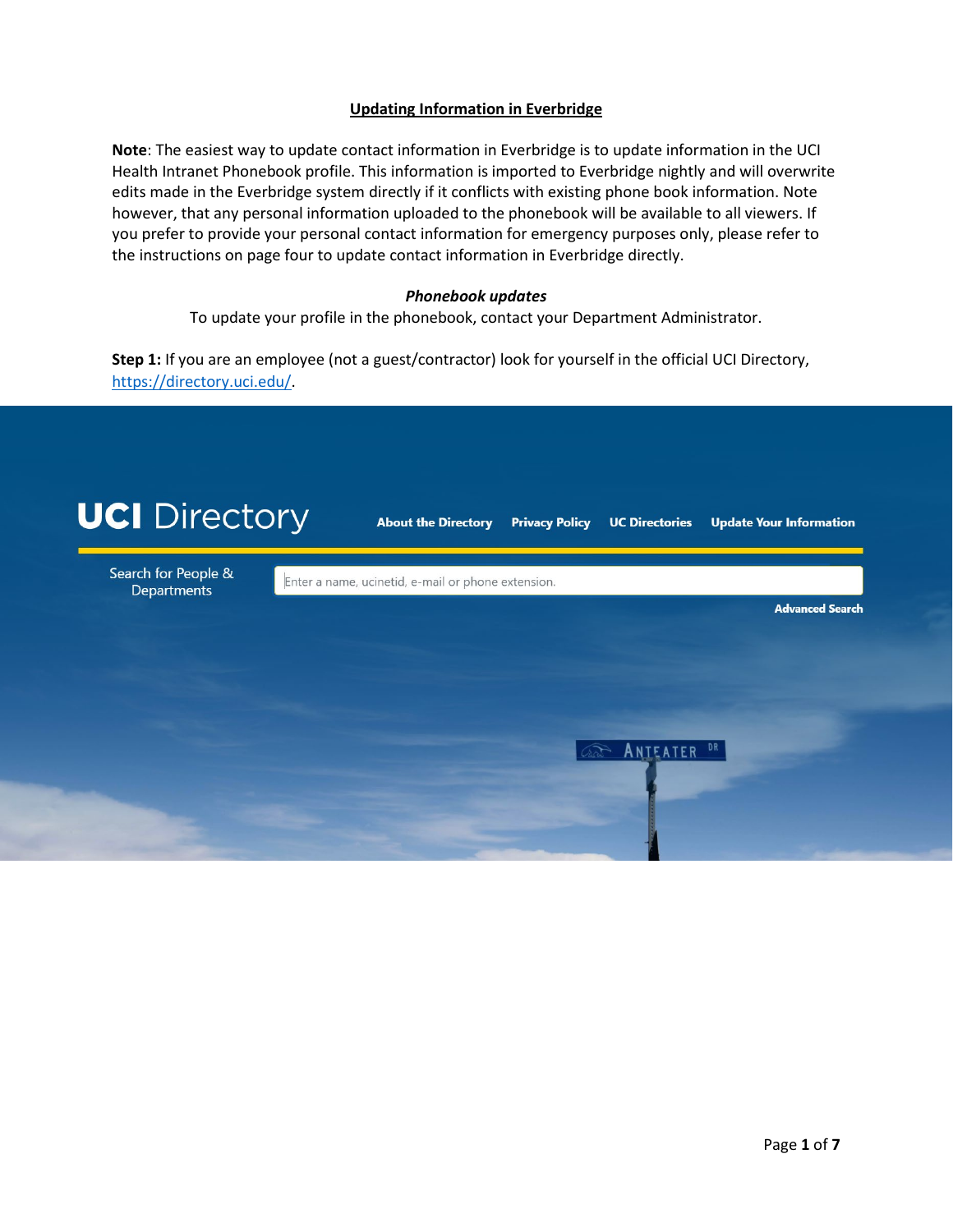# Updating Information in Everbridge

**Note**: The easiest way to update contact information in Everbridge is to update information in the UCI Health Intranet Phonebook profile. This information is imported to Everbridge nightly and will overwrite edits made in the Everbridge system directly if it conflicts with existing phone book information. Note however, that any personal information uploaded to the phonebook will be available to all viewers. If you prefer to provide your personal contact information for emergency purposes only, please refer to the instructions on page four to update contact information in Everbridge directly.

***Phonebook updates***

To update your profile in the phonebook, contact your Department Administrator.

**Step 1:** If you are an employee (not a guest/contractor) look for yourself in the official UCI Directory, [https://directory.uci.edu/](https://directory.uci.edu/).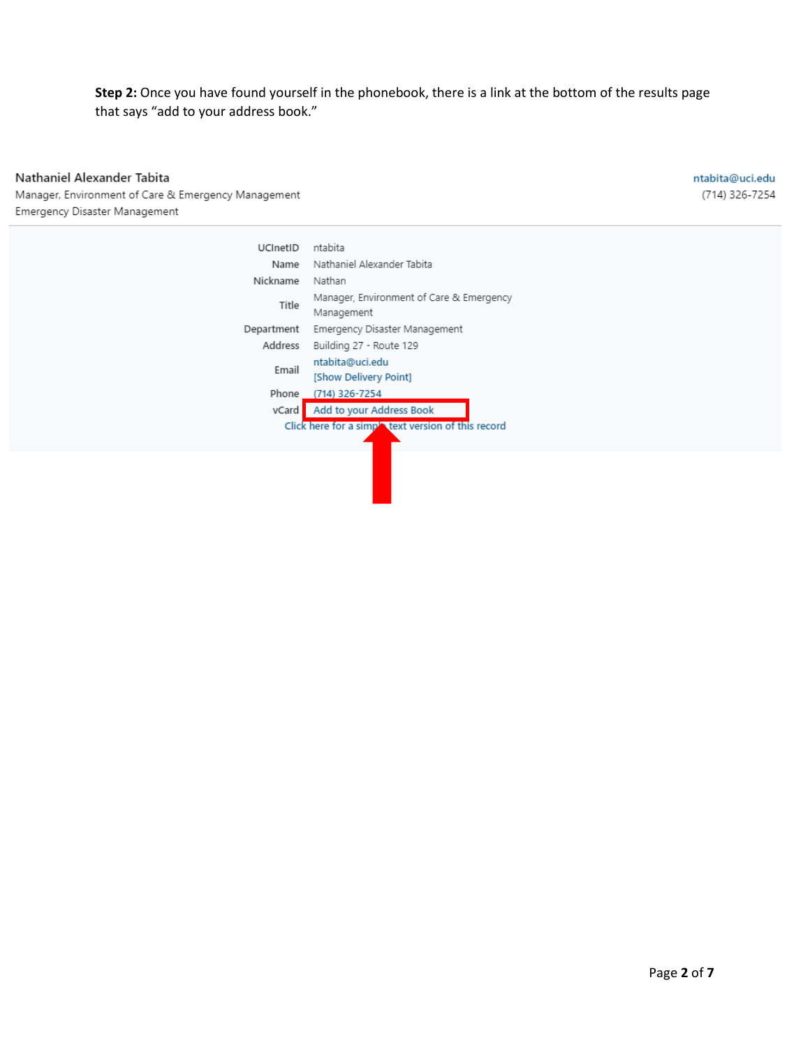**Step 2:** Once you have found yourself in the phonebook, there is a link at the bottom of the results page that says "add to your address book."

Nathaniel Alexander Tabita
Manager, Environment of Care & Emergency Management
Emergency Disaster Management

ntabita@uci.edu
(714) 326-7254

| | |
|---|---|
| UCInetID | ntabita |
| Name | Nathaniel Alexander Tabita |
| Nickname | Nathan |
| Title | Manager, Environment of Care & Emergency Management |
| Department | Emergency Disaster Management |
| Address | Building 27 - Route 129 |
| Email | ntabita@uci.edu [Show Delivery Point] |
| Phone | (714) 326-7254 |
| vCard | Add to your Address Book |

Click here for a simple text version of this record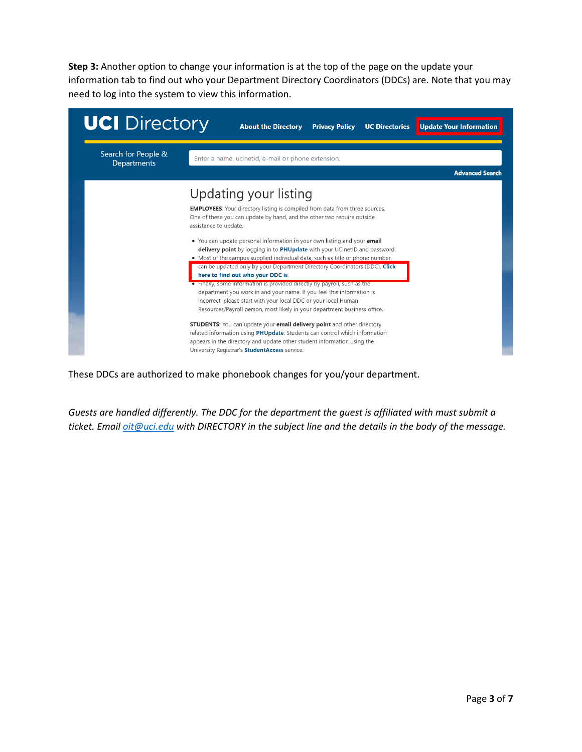**Step 3:** Another option to change your information is at the top of the page on the update your information tab to find out who your Department Directory Coordinators (DDCs) are. Note that you may need to log into the system to view this information.

UCI Directory

About the Directory | Privacy Policy | UC Directories | Update Your Information

Search for People & Departments

Enter a name, ucinetid, e-mail or phone extension.

Advanced Search

Updating your listing

**EMPLOYEES**: Your directory listing is compiled from data from three sources. One of these you can update by hand, and the other two require outside assistance to update.

- You can update personal information in your own listing and your **email delivery point** by logging in to **PHUpdate** with your UCInetID and password.
- Most of the campus supplied individual data, such as title or phone number, can be updated only by your Department Directory Coordinators (DDC). **Click here to find out who your DDC is.**
- Finally, some information is provided directly by payroll, such as the department you work in and your name. If you feel this information is incorrect, please start with your local DDC or your local Human Resources/Payroll person, most likely in your department business office.

**STUDENTS**: You can update your **email delivery point** and other directory related information using **PHUpdate**. Students can control which information appears in the directory and update other student information using the University Registrar's **StudentAccess** service.

These DDCs are authorized to make phonebook changes for you/your department.

*Guests are handled differently. The DDC for the department the guest is affiliated with must submit a ticket. Email oit@uci.edu with DIRECTORY in the subject line and the details in the body of the message.*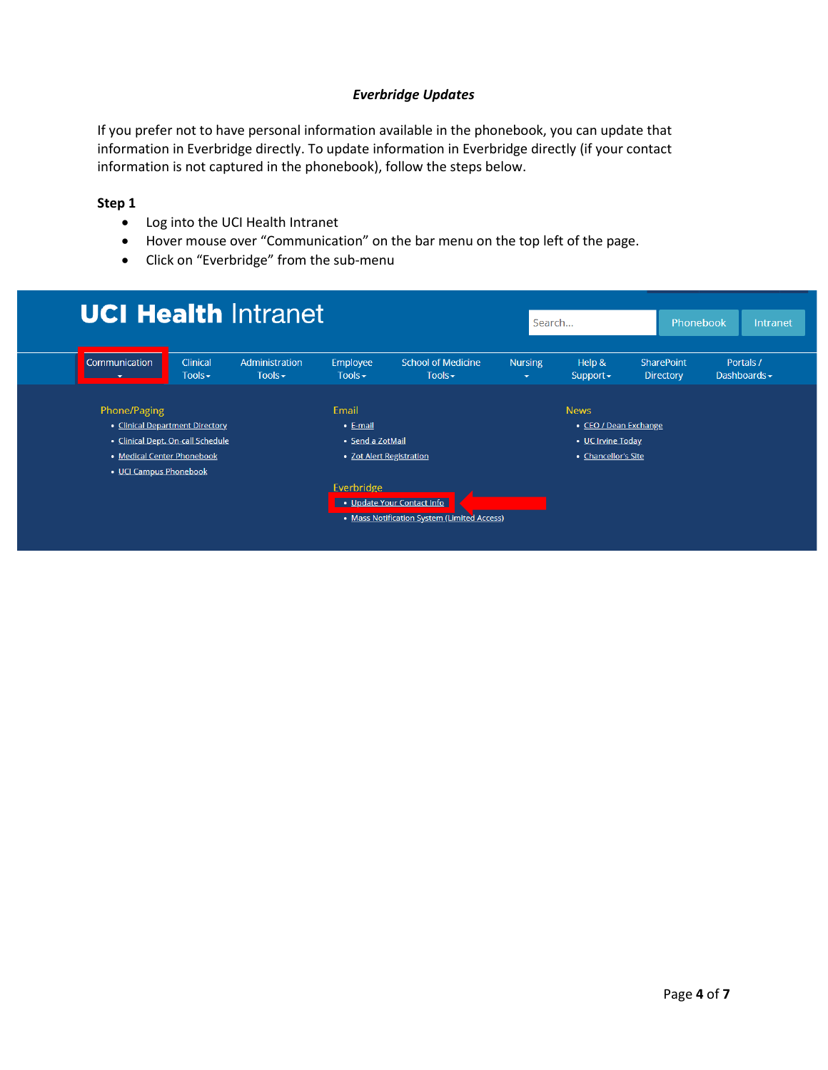***Everbridge Updates***

If you prefer not to have personal information available in the phonebook, you can update that information in Everbridge directly. To update information in Everbridge directly (if your contact information is not captured in the phonebook), follow the steps below.

**Step 1**

- Log into the UCI Health Intranet
- Hover mouse over "Communication" on the bar menu on the top left of the page.
- Click on "Everbridge" from the sub-menu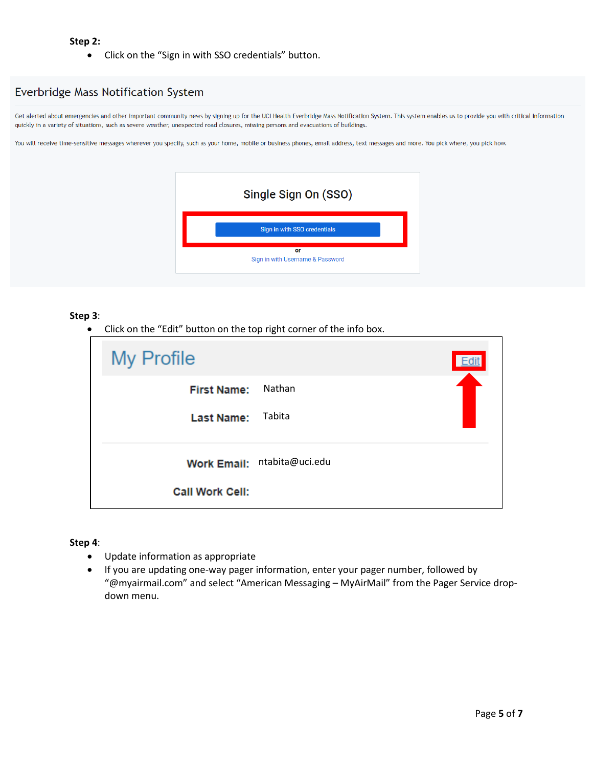**Step 2:**

- Click on the "Sign in with SSO credentials" button.

Everbridge Mass Notification System

Get alerted about emergencies and other important community news by signing up for the UCI Health Everbridge Mass Notification System. This system enables us to provide you with critical information quickly in a variety of situations, such as severe weather, unexpected road closures, missing persons and evacuations of buildings.

You will receive time-sensitive messages wherever you specify, such as your home, mobile or business phones, email address, text messages and more. You pick where, you pick how.

Single Sign On (SSO)

Sign in with SSO credentials

or

Sign in with Username & Password

**Step 3**:

- Click on the "Edit" button on the top right corner of the info box.

My Profile

Edit

First Name: Nathan

Last Name: Tabita

Work Email: ntabita@uci.edu

Call Work Cell:

**Step 4**:

- Update information as appropriate
- If you are updating one-way pager information, enter your pager number, followed by "@myairmail.com" and select "American Messaging – MyAirMail" from the Pager Service drop-down menu.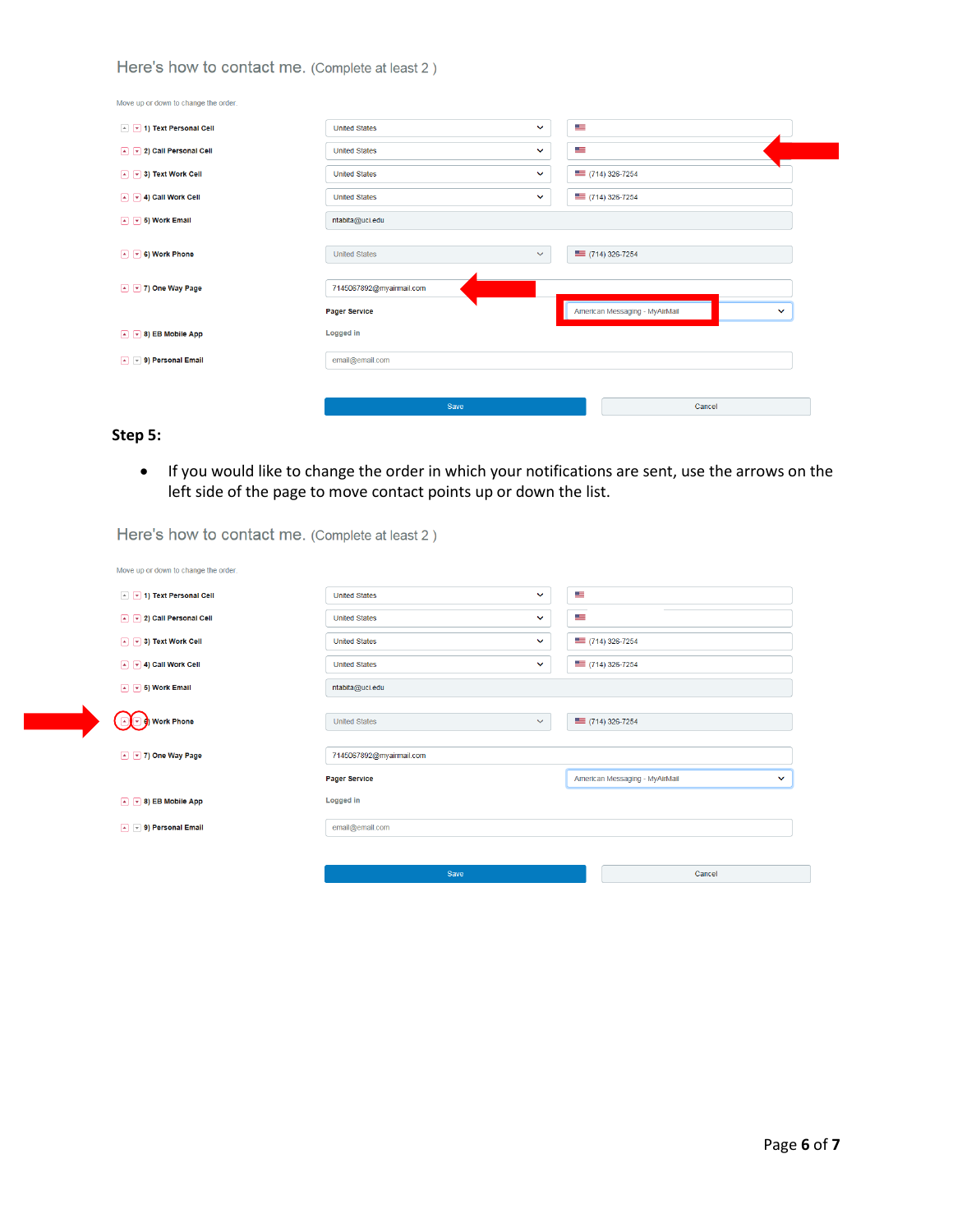Here's how to contact me. (Complete at least 2 )

Move up or down to change the order.

| | | |
|---|---|---|
| 1) Text Personal Cell | United States | |
| 2) Call Personal Cell | United States | |
| 3) Text Work Cell | United States | (714) 326-7254 |
| 4) Call Work Cell | United States | (714) 326-7254 |
| 5) Work Email | ntabita@uci.edu | |
| 6) Work Phone | United States | (714) 326-7254 |
| 7) One Way Page | 7145067892@myairmail.com | |
| | Pager Service | American Messaging - MyAirMail |
| 8) EB Mobile App | Logged in | |
| 9) Personal Email | email@email.com | |

Save | Cancel

**Step 5:**

- If you would like to change the order in which your notifications are sent, use the arrows on the left side of the page to move contact points up or down the list.

Here's how to contact me. (Complete at least 2 )

Move up or down to change the order.

| | | |
|---|---|---|
| 1) Text Personal Cell | United States | |
| 2) Call Personal Cell | United States | |
| 3) Text Work Cell | United States | (714) 326-7254 |
| 4) Call Work Cell | United States | (714) 326-7254 |
| 5) Work Email | ntabita@uci.edu | |
| 6) Work Phone | United States | (714) 326-7254 |
| 7) One Way Page | 7145067892@myairmail.com | |
| | Pager Service | American Messaging - MyAirMail |
| 8) EB Mobile App | Logged in | |
| 9) Personal Email | email@email.com | |

Save | Cancel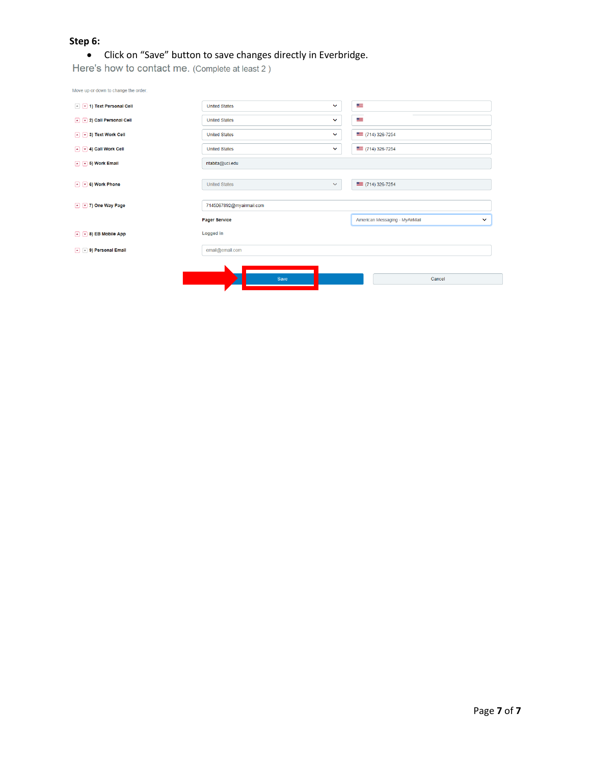**Step 6:**

- Click on "Save" button to save changes directly in Everbridge.

Here's how to contact me. (Complete at least 2 )

Move up or down to change the order.

| | | |
|---|---|---|
| 1) Text Personal Cell | United States | |
| 2) Call Personal Cell | United States | |
| 3) Text Work Cell | United States | (714) 326-7254 |
| 4) Call Work Cell | United States | (714) 326-7254 |
| 5) Work Email | ntabita@uci.edu | |
| 6) Work Phone | United States | (714) 326-7254 |
| 7) One Way Page | 7145067892@myairmail.com | |
| | Pager Service | American Messaging - MyAirMail |
| 8) EB Mobile App | Logged in | |
| 9) Personal Email | email@email.com | |

Save

Cancel